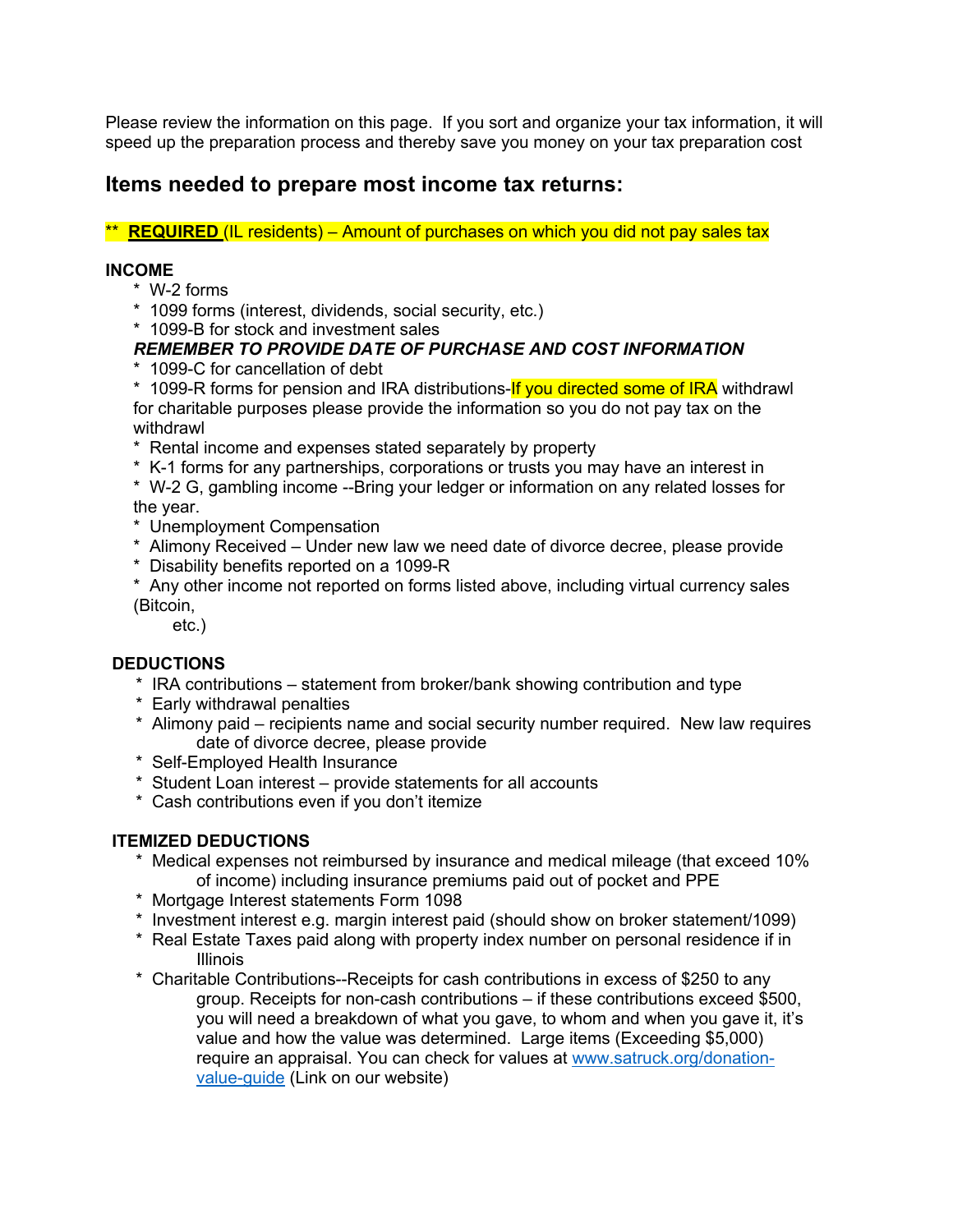Please review the information on this page. If you sort and organize your tax information, it will speed up the preparation process and thereby save you money on your tax preparation cost

## Items needed to prepare most income tax returns:

** **REQUIRED** (IL residents) – Amount of purchases on which you did not pay sales tax

### INCOME

* W-2 forms
* 1099 forms (interest, dividends, social security, etc.)
* 1099-B for stock and investment sales

***REMEMBER TO PROVIDE DATE OF PURCHASE AND COST INFORMATION***

* 1099-C for cancellation of debt
* 1099-R forms for pension and IRA distributions-If you directed some of IRA withdrawl for charitable purposes please provide the information so you do not pay tax on the withdrawl
* Rental income and expenses stated separately by property
* K-1 forms for any partnerships, corporations or trusts you may have an interest in
* W-2 G, gambling income --Bring your ledger or information on any related losses for the year.
* Unemployment Compensation
* Alimony Received – Under new law we need date of divorce decree, please provide
* Disability benefits reported on a 1099-R
* Any other income not reported on forms listed above, including virtual currency sales (Bitcoin, etc.)

### DEDUCTIONS

* IRA contributions – statement from broker/bank showing contribution and type
* Early withdrawal penalties
* Alimony paid – recipients name and social security number required. New law requires date of divorce decree, please provide
* Self-Employed Health Insurance
* Student Loan interest – provide statements for all accounts
* Cash contributions even if you don't itemize

### ITEMIZED DEDUCTIONS

* Medical expenses not reimbursed by insurance and medical mileage (that exceed 10% of income) including insurance premiums paid out of pocket and PPE
* Mortgage Interest statements Form 1098
* Investment interest e.g. margin interest paid (should show on broker statement/1099)
* Real Estate Taxes paid along with property index number on personal residence if in Illinois
* Charitable Contributions--Receipts for cash contributions in excess of $250 to any group. Receipts for non-cash contributions – if these contributions exceed $500, you will need a breakdown of what you gave, to whom and when you gave it, it's value and how the value was determined. Large items (Exceeding $5,000) require an appraisal. You can check for values at [www.satruck.org/donation-value-guide](www.satruck.org/donation-value-guide) (Link on our website)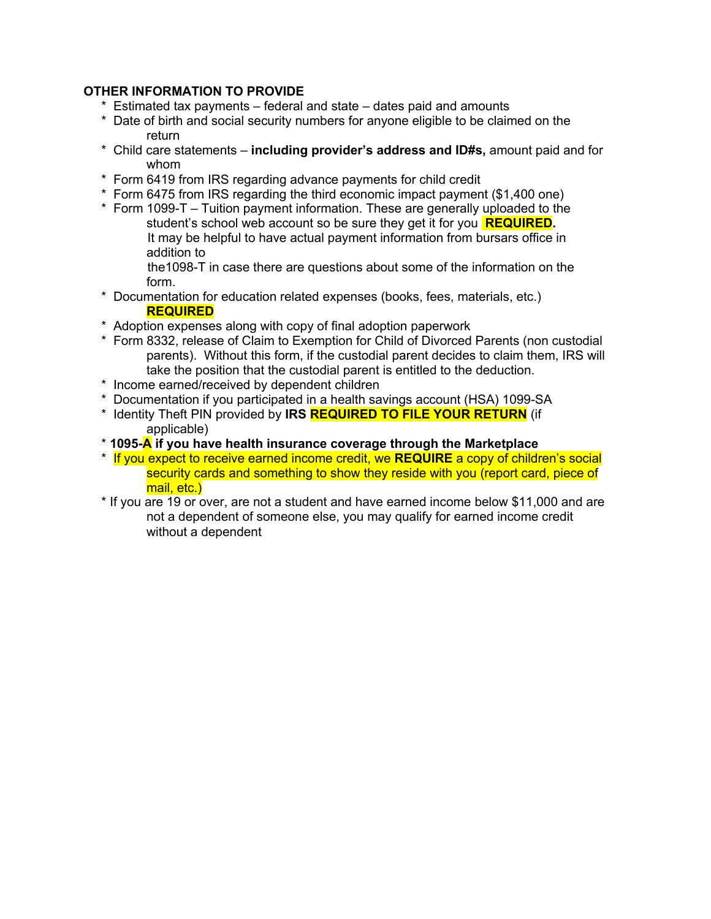**OTHER INFORMATION TO PROVIDE**

- Estimated tax payments – federal and state – dates paid and amounts
- Date of birth and social security numbers for anyone eligible to be claimed on the return
- Child care statements – **including provider's address and ID#s,** amount paid and for whom
- Form 6419 from IRS regarding advance payments for child credit
- Form 6475 from IRS regarding the third economic impact payment ($1,400 one)
- Form 1099-T – Tuition payment information. These are generally uploaded to the student's school web account so be sure they get it for you **REQUIRED.** It may be helpful to have actual payment information from bursars office in addition to the1098-T in case there are questions about some of the information on the form.
- Documentation for education related expenses (books, fees, materials, etc.) **REQUIRED**
- Adoption expenses along with copy of final adoption paperwork
- Form 8332, release of Claim to Exemption for Child of Divorced Parents (non custodial parents). Without this form, if the custodial parent decides to claim them, IRS will take the position that the custodial parent is entitled to the deduction.
- Income earned/received by dependent children
- Documentation if you participated in a health savings account (HSA) 1099-SA
- Identity Theft PIN provided by **IRS REQUIRED TO FILE YOUR RETURN** (if applicable)
- **1095-A if you have health insurance coverage through the Marketplace**
- If you expect to receive earned income credit, we **REQUIRE** a copy of children's social security cards and something to show they reside with you (report card, piece of mail, etc.)
- If you are 19 or over, are not a student and have earned income below $11,000 and are not a dependent of someone else, you may qualify for earned income credit without a dependent